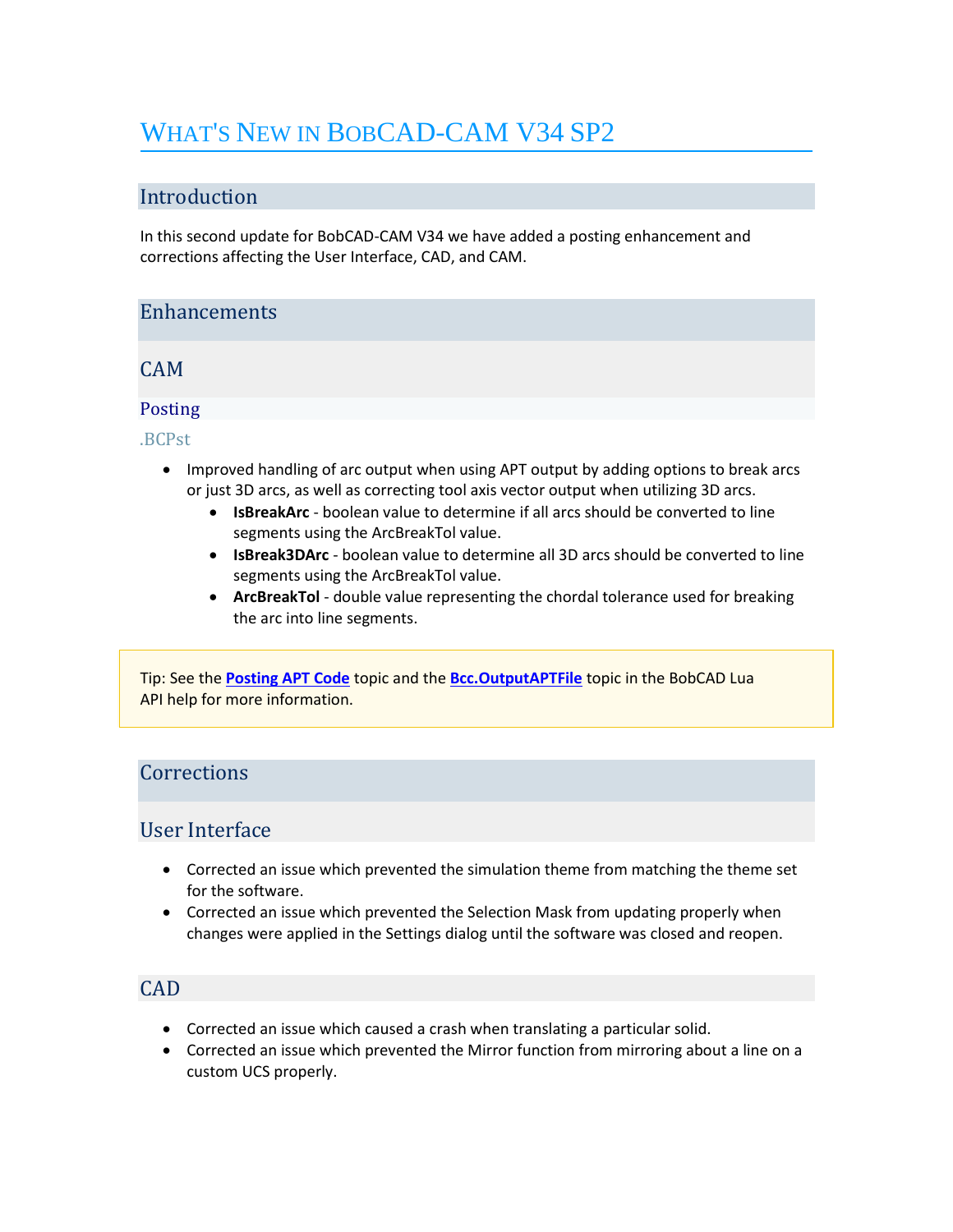# WHAT'S NEW IN BOBCAD-CAM V34 SP2

## Introduction

In this second update for BobCAD-CAM V34 we have added a posting enhancement and corrections affecting the User Interface, CAD, and CAM.

## Enhancements

### CAM

#### Posting

##### .BCPst

- Improved handling of arc output when using APT output by adding options to break arcs or just 3D arcs, as well as correcting tool axis vector output when utilizing 3D arcs.
  - **IsBreakArc** - boolean value to determine if all arcs should be converted to line segments using the ArcBreakTol value.
  - **IsBreak3DArc** - boolean value to determine all 3D arcs should be converted to line segments using the ArcBreakTol value.
  - **ArcBreakTol** - double value representing the chordal tolerance used for breaking the arc into line segments.

> Tip: See the **Posting APT Code** topic and the **Bcc.OutputAPTFile** topic in the BobCAD Lua API help for more information.

## Corrections

### User Interface

- Corrected an issue which prevented the simulation theme from matching the theme set for the software.
- Corrected an issue which prevented the Selection Mask from updating properly when changes were applied in the Settings dialog until the software was closed and reopen.

### CAD

- Corrected an issue which caused a crash when translating a particular solid.
- Corrected an issue which prevented the Mirror function from mirroring about a line on a custom UCS properly.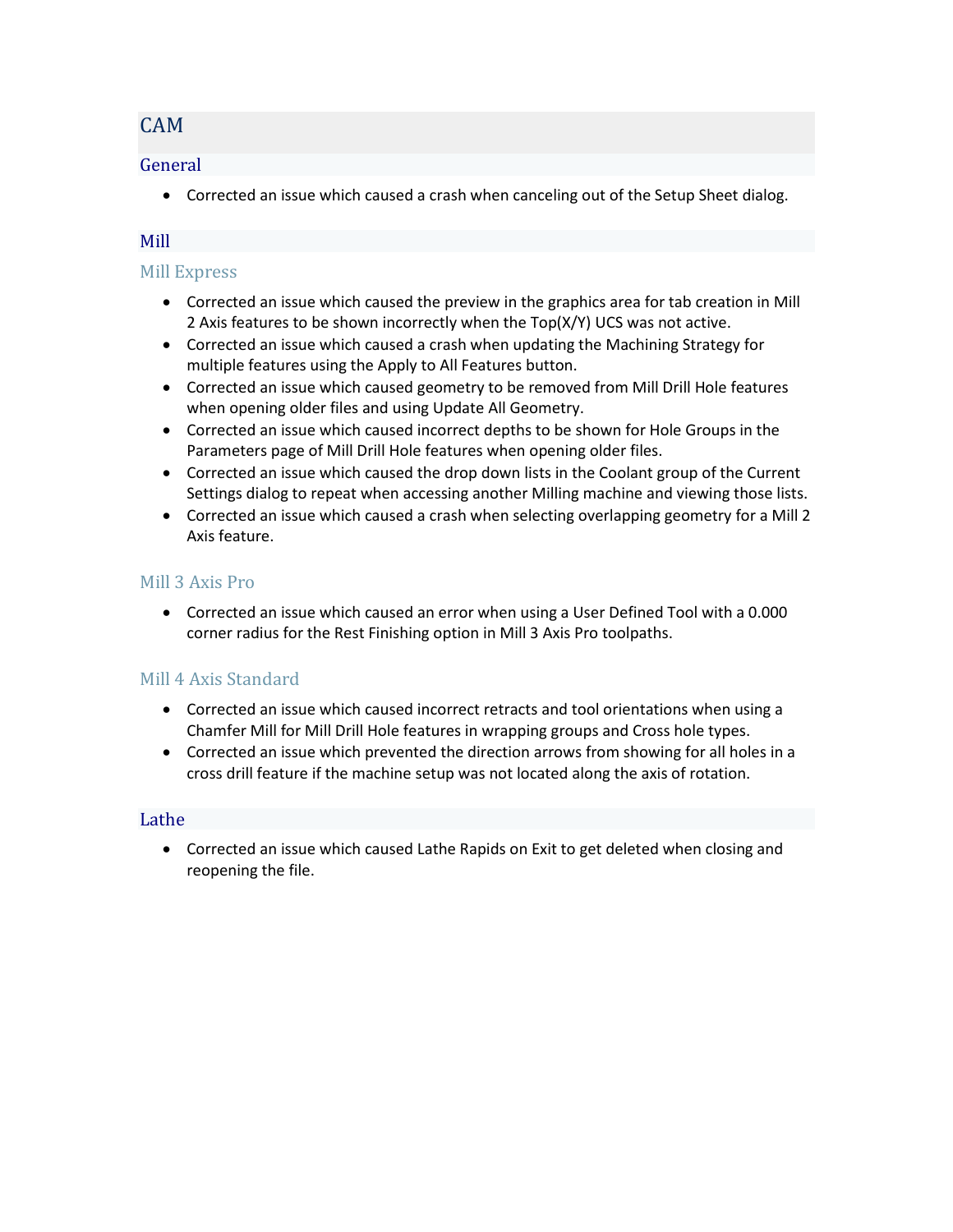# CAM

## General

- Corrected an issue which caused a crash when canceling out of the Setup Sheet dialog.

## Mill

### Mill Express

- Corrected an issue which caused the preview in the graphics area for tab creation in Mill 2 Axis features to be shown incorrectly when the Top(X/Y) UCS was not active.
- Corrected an issue which caused a crash when updating the Machining Strategy for multiple features using the Apply to All Features button.
- Corrected an issue which caused geometry to be removed from Mill Drill Hole features when opening older files and using Update All Geometry.
- Corrected an issue which caused incorrect depths to be shown for Hole Groups in the Parameters page of Mill Drill Hole features when opening older files.
- Corrected an issue which caused the drop down lists in the Coolant group of the Current Settings dialog to repeat when accessing another Milling machine and viewing those lists.
- Corrected an issue which caused a crash when selecting overlapping geometry for a Mill 2 Axis feature.

### Mill 3 Axis Pro

- Corrected an issue which caused an error when using a User Defined Tool with a 0.000 corner radius for the Rest Finishing option in Mill 3 Axis Pro toolpaths.

### Mill 4 Axis Standard

- Corrected an issue which caused incorrect retracts and tool orientations when using a Chamfer Mill for Mill Drill Hole features in wrapping groups and Cross hole types.
- Corrected an issue which prevented the direction arrows from showing for all holes in a cross drill feature if the machine setup was not located along the axis of rotation.

## Lathe

- Corrected an issue which caused Lathe Rapids on Exit to get deleted when closing and reopening the file.